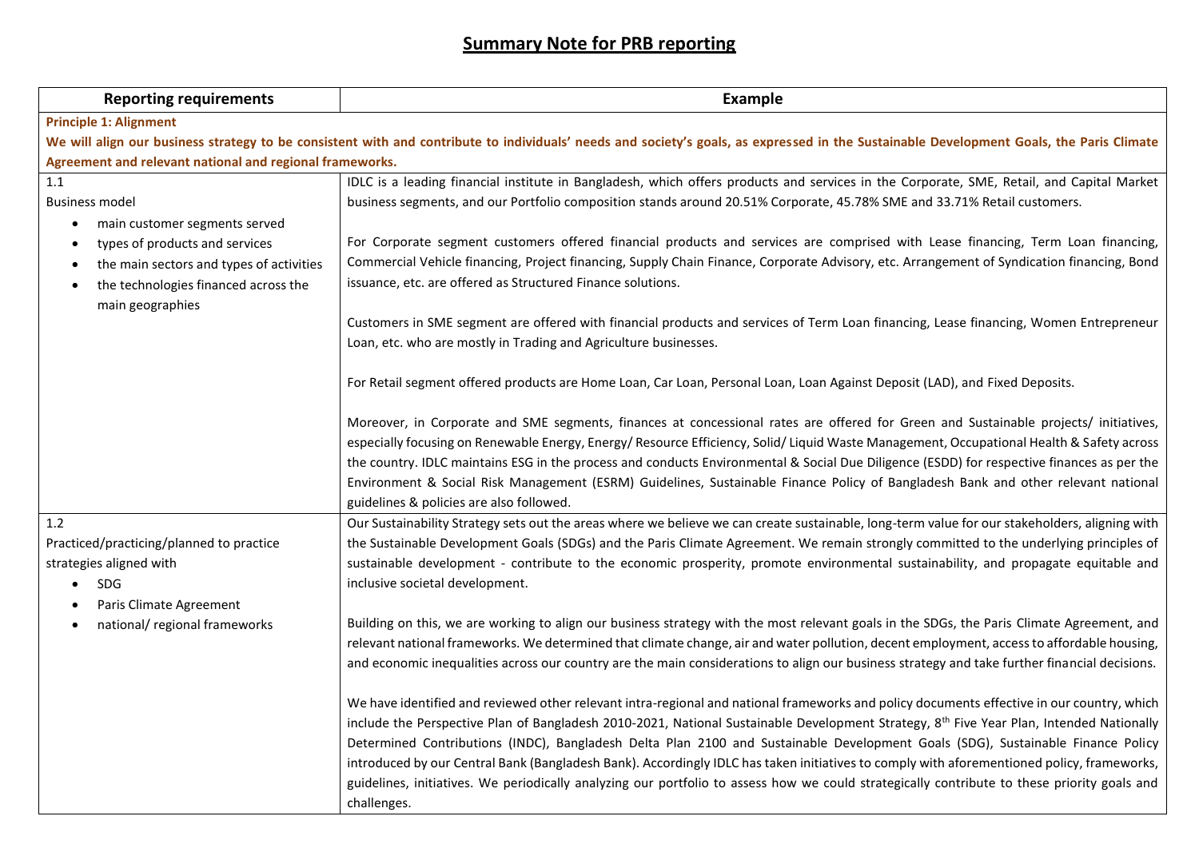# Summary Note for PRB reporting

| Reporting requirements | Example |
|---|---|
| **Principle 1: Alignment** | |
| **We will align our business strategy to be consistent with and contribute to individuals' needs and society's goals, as expressed in the Sustainable Development Goals, the Paris Climate Agreement and relevant national and regional frameworks.** | |
| 1.1<br>Business model<br>• main customer segments served<br>• types of products and services<br>• the main sectors and types of activities<br>• the technologies financed across the main geographies | IDLC is a leading financial institute in Bangladesh, which offers products and services in the Corporate, SME, Retail, and Capital Market business segments, and our Portfolio composition stands around 20.51% Corporate, 45.78% SME and 33.71% Retail customers.<br><br>For Corporate segment customers offered financial products and services are comprised with Lease financing, Term Loan financing, Commercial Vehicle financing, Project financing, Supply Chain Finance, Corporate Advisory, etc. Arrangement of Syndication financing, Bond issuance, etc. are offered as Structured Finance solutions.<br><br>Customers in SME segment are offered with financial products and services of Term Loan financing, Lease financing, Women Entrepreneur Loan, etc. who are mostly in Trading and Agriculture businesses.<br><br>For Retail segment offered products are Home Loan, Car Loan, Personal Loan, Loan Against Deposit (LAD), and Fixed Deposits.<br><br>Moreover, in Corporate and SME segments, finances at concessional rates are offered for Green and Sustainable projects/ initiatives, especially focusing on Renewable Energy, Energy/ Resource Efficiency, Solid/ Liquid Waste Management, Occupational Health & Safety across the country. IDLC maintains ESG in the process and conducts Environmental & Social Due Diligence (ESDD) for respective finances as per the Environment & Social Risk Management (ESRM) Guidelines, Sustainable Finance Policy of Bangladesh Bank and other relevant national guidelines & policies are also followed. |
| 1.2<br>Practiced/practicing/planned to practice strategies aligned with<br>• SDG<br>• Paris Climate Agreement<br>• national/ regional frameworks | Our Sustainability Strategy sets out the areas where we believe we can create sustainable, long-term value for our stakeholders, aligning with the Sustainable Development Goals (SDGs) and the Paris Climate Agreement. We remain strongly committed to the underlying principles of sustainable development - contribute to the economic prosperity, promote environmental sustainability, and propagate equitable and inclusive societal development.<br><br>Building on this, we are working to align our business strategy with the most relevant goals in the SDGs, the Paris Climate Agreement, and relevant national frameworks. We determined that climate change, air and water pollution, decent employment, access to affordable housing, and economic inequalities across our country are the main considerations to align our business strategy and take further financial decisions.<br><br>We have identified and reviewed other relevant intra-regional and national frameworks and policy documents effective in our country, which include the Perspective Plan of Bangladesh 2010-2021, National Sustainable Development Strategy, 8th Five Year Plan, Intended Nationally Determined Contributions (INDC), Bangladesh Delta Plan 2100 and Sustainable Development Goals (SDG), Sustainable Finance Policy introduced by our Central Bank (Bangladesh Bank). Accordingly IDLC has taken initiatives to comply with aforementioned policy, frameworks, guidelines, initiatives. We periodically analyzing our portfolio to assess how we could strategically contribute to these priority goals and challenges. |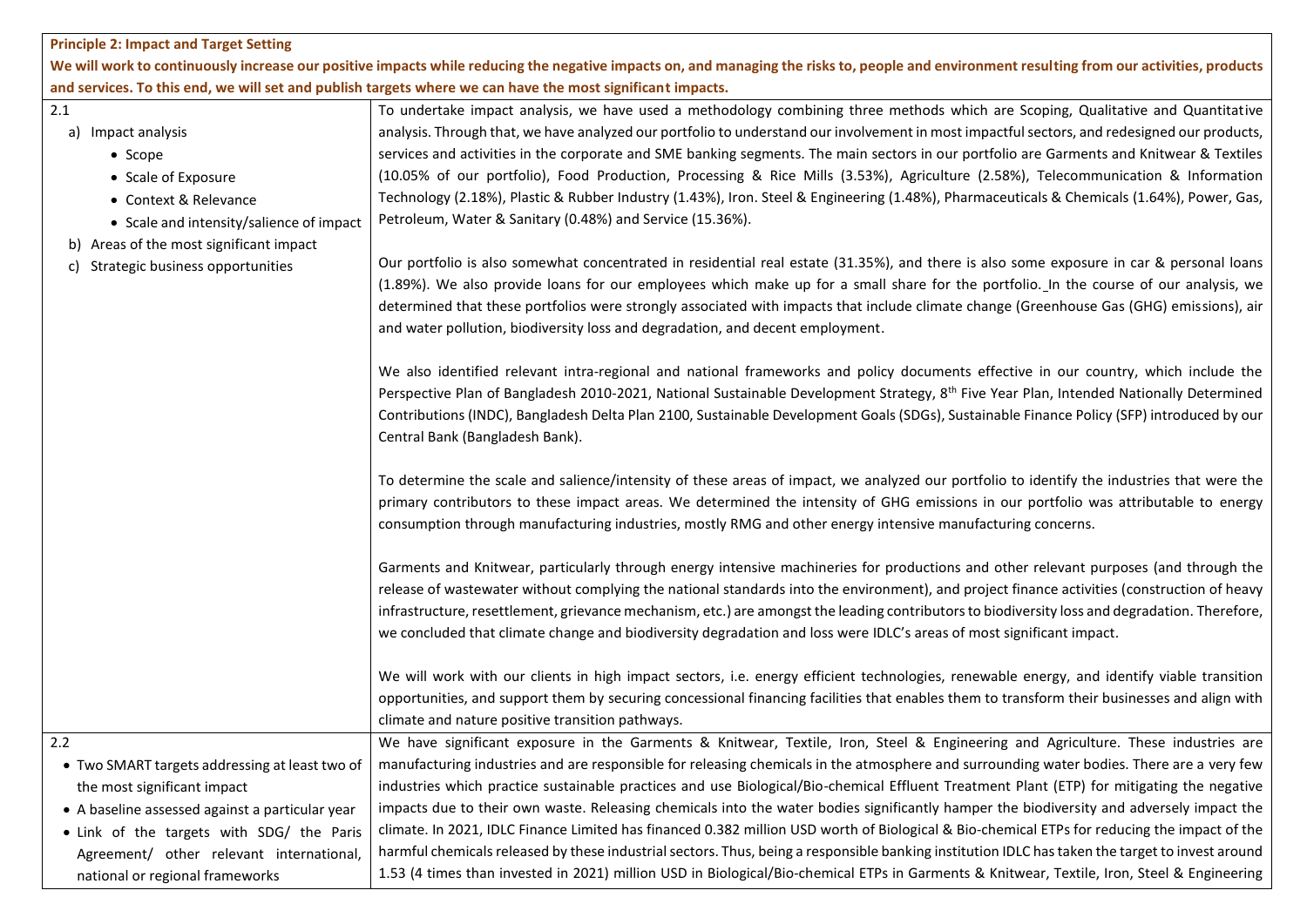**Principle 2: Impact and Target Setting**

**We will work to continuously increase our positive impacts while reducing the negative impacts on, and managing the risks to, people and environment resulting from our activities, products and services. To this end, we will set and publish targets where we can have the most significant impacts.**

| | |
|---|---|
| 2.1<br>a) Impact analysis<br>• Scope<br>• Scale of Exposure<br>• Context & Relevance<br>• Scale and intensity/salience of impact<br>b) Areas of the most significant impact<br>c) Strategic business opportunities | To undertake impact analysis, we have used a methodology combining three methods which are Scoping, Qualitative and Quantitative analysis. Through that, we have analyzed our portfolio to understand our involvement in most impactful sectors, and redesigned our products, services and activities in the corporate and SME banking segments. The main sectors in our portfolio are Garments and Knitwear & Textiles (10.05% of our portfolio), Food Production, Processing & Rice Mills (3.53%), Agriculture (2.58%), Telecommunication & Information Technology (2.18%), Plastic & Rubber Industry (1.43%), Iron. Steel & Engineering (1.48%), Pharmaceuticals & Chemicals (1.64%), Power, Gas, Petroleum, Water & Sanitary (0.48%) and Service (15.36%).<br><br>Our portfolio is also somewhat concentrated in residential real estate (31.35%), and there is also some exposure in car & personal loans (1.89%). We also provide loans for our employees which make up for a small share for the portfolio. In the course of our analysis, we determined that these portfolios were strongly associated with impacts that include climate change (Greenhouse Gas (GHG) emissions), air and water pollution, biodiversity loss and degradation, and decent employment.<br><br>We also identified relevant intra-regional and national frameworks and policy documents effective in our country, which include the Perspective Plan of Bangladesh 2010-2021, National Sustainable Development Strategy, 8th Five Year Plan, Intended Nationally Determined Contributions (INDC), Bangladesh Delta Plan 2100, Sustainable Development Goals (SDGs), Sustainable Finance Policy (SFP) introduced by our Central Bank (Bangladesh Bank).<br><br>To determine the scale and salience/intensity of these areas of impact, we analyzed our portfolio to identify the industries that were the primary contributors to these impact areas. We determined the intensity of GHG emissions in our portfolio was attributable to energy consumption through manufacturing industries, mostly RMG and other energy intensive manufacturing concerns.<br><br>Garments and Knitwear, particularly through energy intensive machineries for productions and other relevant purposes (and through the release of wastewater without complying the national standards into the environment), and project finance activities (construction of heavy infrastructure, resettlement, grievance mechanism, etc.) are amongst the leading contributors to biodiversity loss and degradation. Therefore, we concluded that climate change and biodiversity degradation and loss were IDLC's areas of most significant impact.<br><br>We will work with our clients in high impact sectors, i.e. energy efficient technologies, renewable energy, and identify viable transition opportunities, and support them by securing concessional financing facilities that enables them to transform their businesses and align with climate and nature positive transition pathways. |
| 2.2<br>• Two SMART targets addressing at least two of the most significant impact<br>• A baseline assessed against a particular year<br>• Link of the targets with SDG/ the Paris Agreement/ other relevant international, national or regional frameworks | We have significant exposure in the Garments & Knitwear, Textile, Iron, Steel & Engineering and Agriculture. These industries are manufacturing industries and are responsible for releasing chemicals in the atmosphere and surrounding water bodies. There are a very few industries which practice sustainable practices and use Biological/Bio-chemical Effluent Treatment Plant (ETP) for mitigating the negative impacts due to their own waste. Releasing chemicals into the water bodies significantly hamper the biodiversity and adversely impact the climate. In 2021, IDLC Finance Limited has financed 0.382 million USD worth of Biological & Bio-chemical ETPs for reducing the impact of the harmful chemicals released by these industrial sectors. Thus, being a responsible banking institution IDLC has taken the target to invest around 1.53 (4 times than invested in 2021) million USD in Biological/Bio-chemical ETPs in Garments & Knitwear, Textile, Iron, Steel & Engineering |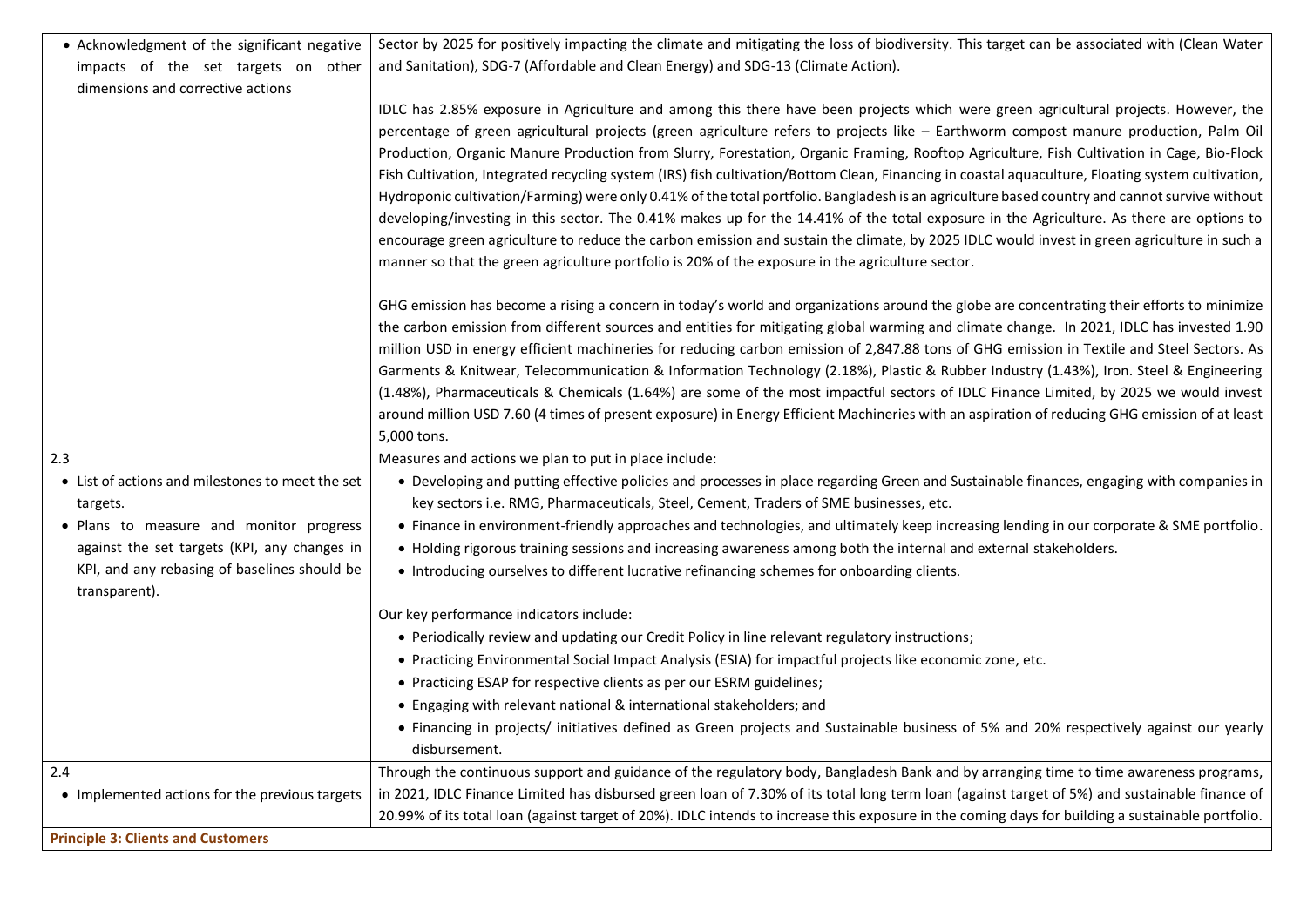| | |
|---|---|
| • Acknowledgment of the significant negative impacts of the set targets on other dimensions and corrective actions | Sector by 2025 for positively impacting the climate and mitigating the loss of biodiversity. This target can be associated with (Clean Water and Sanitation), SDG-7 (Affordable and Clean Energy) and SDG-13 (Climate Action).<br><br>IDLC has 2.85% exposure in Agriculture and among this there have been projects which were green agricultural projects. However, the percentage of green agricultural projects (green agriculture refers to projects like – Earthworm compost manure production, Palm Oil Production, Organic Manure Production from Slurry, Forestation, Organic Framing, Rooftop Agriculture, Fish Cultivation in Cage, Bio-Flock Fish Cultivation, Integrated recycling system (IRS) fish cultivation/Bottom Clean, Financing in coastal aquaculture, Floating system cultivation, Hydroponic cultivation/Farming) were only 0.41% of the total portfolio. Bangladesh is an agriculture based country and cannot survive without developing/investing in this sector. The 0.41% makes up for the 14.41% of the total exposure in the Agriculture. As there are options to encourage green agriculture to reduce the carbon emission and sustain the climate, by 2025 IDLC would invest in green agriculture in such a manner so that the green agriculture portfolio is 20% of the exposure in the agriculture sector.<br><br>GHG emission has become a rising a concern in today's world and organizations around the globe are concentrating their efforts to minimize the carbon emission from different sources and entities for mitigating global warming and climate change. In 2021, IDLC has invested 1.90 million USD in energy efficient machineries for reducing carbon emission of 2,847.88 tons of GHG emission in Textile and Steel Sectors. As Garments & Knitwear, Telecommunication & Information Technology (2.18%), Plastic & Rubber Industry (1.43%), Iron. Steel & Engineering (1.48%), Pharmaceuticals & Chemicals (1.64%) are some of the most impactful sectors of IDLC Finance Limited, by 2025 we would invest around million USD 7.60 (4 times of present exposure) in Energy Efficient Machineries with an aspiration of reducing GHG emission of at least 5,000 tons. |
| 2.3<br>• List of actions and milestones to meet the set targets.<br>• Plans to measure and monitor progress against the set targets (KPI, any changes in KPI, and any rebasing of baselines should be transparent). | Measures and actions we plan to put in place include:<br>• Developing and putting effective policies and processes in place regarding Green and Sustainable finances, engaging with companies in key sectors i.e. RMG, Pharmaceuticals, Steel, Cement, Traders of SME businesses, etc.<br>• Finance in environment-friendly approaches and technologies, and ultimately keep increasing lending in our corporate & SME portfolio.<br>• Holding rigorous training sessions and increasing awareness among both the internal and external stakeholders.<br>• Introducing ourselves to different lucrative refinancing schemes for onboarding clients.<br><br>Our key performance indicators include:<br>• Periodically review and updating our Credit Policy in line relevant regulatory instructions;<br>• Practicing Environmental Social Impact Analysis (ESIA) for impactful projects like economic zone, etc.<br>• Practicing ESAP for respective clients as per our ESRM guidelines;<br>• Engaging with relevant national & international stakeholders; and<br>• Financing in projects/ initiatives defined as Green projects and Sustainable business of 5% and 20% respectively against our yearly disbursement. |
| 2.4<br>• Implemented actions for the previous targets | Through the continuous support and guidance of the regulatory body, Bangladesh Bank and by arranging time to time awareness programs, in 2021, IDLC Finance Limited has disbursed green loan of 7.30% of its total long term loan (against target of 5%) and sustainable finance of 20.99% of its total loan (against target of 20%). IDLC intends to increase this exposure in the coming days for building a sustainable portfolio. |
| **Principle 3: Clients and Customers** | |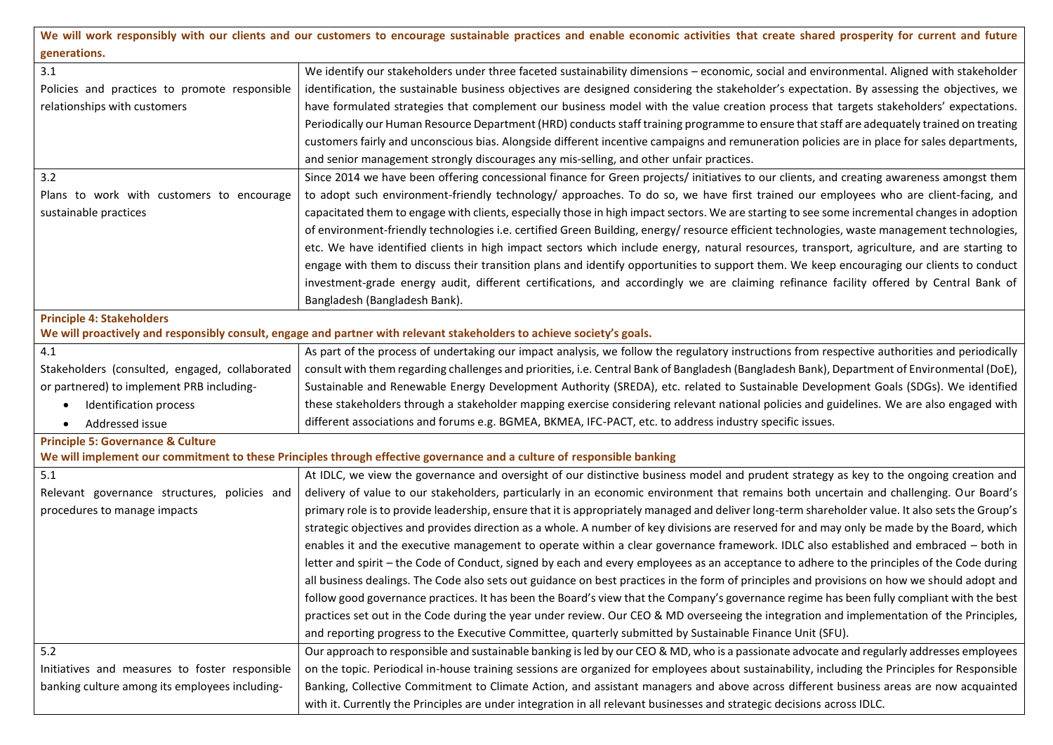| **We will work responsibly with our clients and our customers to encourage sustainable practices and enable economic activities that create shared prosperity for current and future generations.** | |
|---|---|
| 3.1<br>Policies and practices to promote responsible relationships with customers | We identify our stakeholders under three faceted sustainability dimensions – economic, social and environmental. Aligned with stakeholder identification, the sustainable business objectives are designed considering the stakeholder's expectation. By assessing the objectives, we have formulated strategies that complement our business model with the value creation process that targets stakeholders' expectations. Periodically our Human Resource Department (HRD) conducts staff training programme to ensure that staff are adequately trained on treating customers fairly and unconscious bias. Alongside different incentive campaigns and remuneration policies are in place for sales departments, and senior management strongly discourages any mis-selling, and other unfair practices. |
| 3.2<br>Plans to work with customers to encourage sustainable practices | Since 2014 we have been offering concessional finance for Green projects/ initiatives to our clients, and creating awareness amongst them to adopt such environment-friendly technology/ approaches. To do so, we have first trained our employees who are client-facing, and capacitated them to engage with clients, especially those in high impact sectors. We are starting to see some incremental changes in adoption of environment-friendly technologies i.e. certified Green Building, energy/ resource efficient technologies, waste management technologies, etc. We have identified clients in high impact sectors which include energy, natural resources, transport, agriculture, and are starting to engage with them to discuss their transition plans and identify opportunities to support them. We keep encouraging our clients to conduct investment-grade energy audit, different certifications, and accordingly we are claiming refinance facility offered by Central Bank of Bangladesh (Bangladesh Bank). |
| **Principle 4: Stakeholders**<br>**We will proactively and responsibly consult, engage and partner with relevant stakeholders to achieve society's goals.** | |
| 4.1<br>Stakeholders (consulted, engaged, collaborated or partnered) to implement PRB including-<br>• Identification process<br>• Addressed issue | As part of the process of undertaking our impact analysis, we follow the regulatory instructions from respective authorities and periodically consult with them regarding challenges and priorities, i.e. Central Bank of Bangladesh (Bangladesh Bank), Department of Environmental (DoE), Sustainable and Renewable Energy Development Authority (SREDA), etc. related to Sustainable Development Goals (SDGs). We identified these stakeholders through a stakeholder mapping exercise considering relevant national policies and guidelines. We are also engaged with different associations and forums e.g. BGMEA, BKMEA, IFC-PACT, etc. to address industry specific issues. |
| **Principle 5: Governance & Culture**<br>**We will implement our commitment to these Principles through effective governance and a culture of responsible banking** | |
| 5.1<br>Relevant governance structures, policies and procedures to manage impacts | At IDLC, we view the governance and oversight of our distinctive business model and prudent strategy as key to the ongoing creation and delivery of value to our stakeholders, particularly in an economic environment that remains both uncertain and challenging. Our Board's primary role is to provide leadership, ensure that it is appropriately managed and deliver long-term shareholder value. It also sets the Group's strategic objectives and provides direction as a whole. A number of key divisions are reserved for and may only be made by the Board, which enables it and the executive management to operate within a clear governance framework. IDLC also established and embraced – both in letter and spirit – the Code of Conduct, signed by each and every employees as an acceptance to adhere to the principles of the Code during all business dealings. The Code also sets out guidance on best practices in the form of principles and provisions on how we should adopt and follow good governance practices. It has been the Board's view that the Company's governance regime has been fully compliant with the best practices set out in the Code during the year under review. Our CEO & MD overseeing the integration and implementation of the Principles, and reporting progress to the Executive Committee, quarterly submitted by Sustainable Finance Unit (SFU). |
| 5.2<br>Initiatives and measures to foster responsible banking culture among its employees including- | Our approach to responsible and sustainable banking is led by our CEO & MD, who is a passionate advocate and regularly addresses employees on the topic. Periodical in-house training sessions are organized for employees about sustainability, including the Principles for Responsible Banking, Collective Commitment to Climate Action, and assistant managers and above across different business areas are now acquainted with it. Currently the Principles are under integration in all relevant businesses and strategic decisions across IDLC. |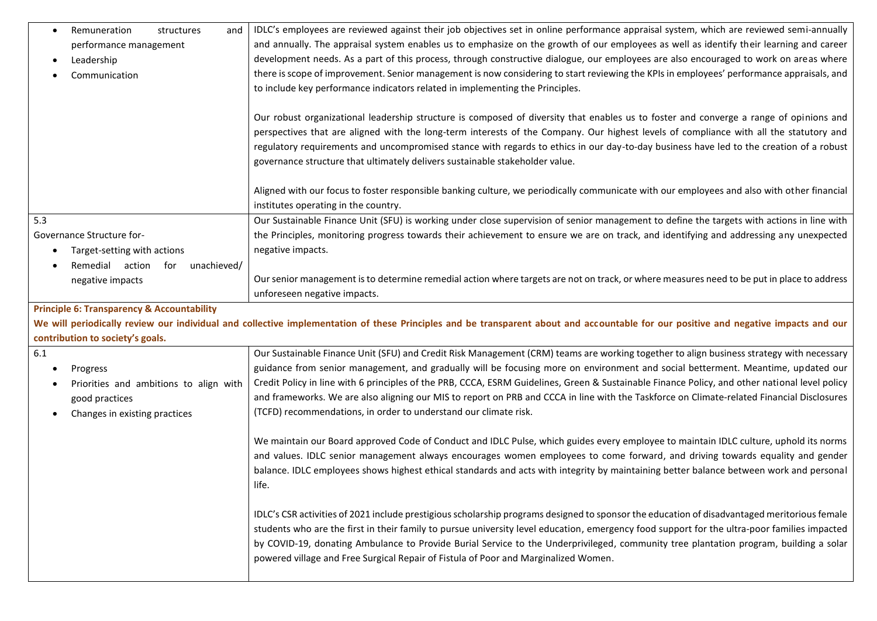| | |
|---|---|
| • Remuneration structures and performance management<br>• Leadership<br>• Communication | IDLC's employees are reviewed against their job objectives set in online performance appraisal system, which are reviewed semi-annually and annually. The appraisal system enables us to emphasize on the growth of our employees as well as identify their learning and career development needs. As a part of this process, through constructive dialogue, our employees are also encouraged to work on areas where there is scope of improvement. Senior management is now considering to start reviewing the KPIs in employees' performance appraisals, and to include key performance indicators related in implementing the Principles.<br><br>Our robust organizational leadership structure is composed of diversity that enables us to foster and converge a range of opinions and perspectives that are aligned with the long-term interests of the Company. Our highest levels of compliance with all the statutory and regulatory requirements and uncompromised stance with regards to ethics in our day-to-day business have led to the creation of a robust governance structure that ultimately delivers sustainable stakeholder value.<br><br>Aligned with our focus to foster responsible banking culture, we periodically communicate with our employees and also with other financial institutes operating in the country. |
| 5.3<br>Governance Structure for-<br>• Target-setting with actions<br>• Remedial action for unachieved/ negative impacts | Our Sustainable Finance Unit (SFU) is working under close supervision of senior management to define the targets with actions in line with the Principles, monitoring progress towards their achievement to ensure we are on track, and identifying and addressing any unexpected negative impacts.<br><br>Our senior management is to determine remedial action where targets are not on track, or where measures need to be put in place to address unforeseen negative impacts. |
| **Principle 6: Transparency & Accountability**<br>**We will periodically review our individual and collective implementation of these Principles and be transparent about and accountable for our positive and negative impacts and our contribution to society's goals.** | |
| 6.1<br>• Progress<br>• Priorities and ambitions to align with good practices<br>• Changes in existing practices | Our Sustainable Finance Unit (SFU) and Credit Risk Management (CRM) teams are working together to align business strategy with necessary guidance from senior management, and gradually will be focusing more on environment and social betterment. Meantime, updated our Credit Policy in line with 6 principles of the PRB, CCCA, ESRM Guidelines, Green & Sustainable Finance Policy, and other national level policy and frameworks. We are also aligning our MIS to report on PRB and CCCA in line with the Taskforce on Climate-related Financial Disclosures (TCFD) recommendations, in order to understand our climate risk.<br><br>We maintain our Board approved Code of Conduct and IDLC Pulse, which guides every employee to maintain IDLC culture, uphold its norms and values. IDLC senior management always encourages women employees to come forward, and driving towards equality and gender balance. IDLC employees shows highest ethical standards and acts with integrity by maintaining better balance between work and personal life.<br><br>IDLC's CSR activities of 2021 include prestigious scholarship programs designed to sponsor the education of disadvantaged meritorious female students who are the first in their family to pursue university level education, emergency food support for the ultra-poor families impacted by COVID-19, donating Ambulance to Provide Burial Service to the Underprivileged, community tree plantation program, building a solar powered village and Free Surgical Repair of Fistula of Poor and Marginalized Women. |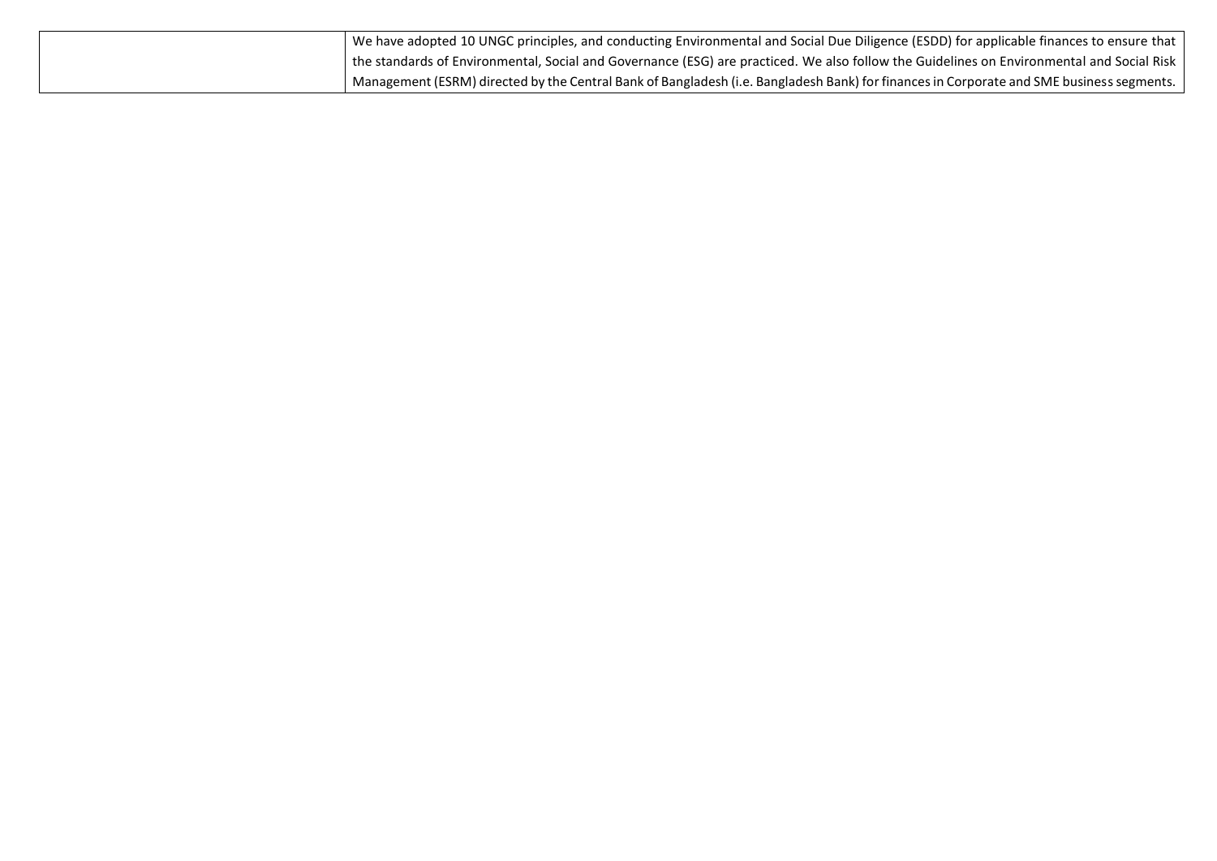| | |
|---|---|
| | We have adopted 10 UNGC principles, and conducting Environmental and Social Due Diligence (ESDD) for applicable finances to ensure that the standards of Environmental, Social and Governance (ESG) are practiced. We also follow the Guidelines on Environmental and Social Risk Management (ESRM) directed by the Central Bank of Bangladesh (i.e. Bangladesh Bank) for finances in Corporate and SME business segments. |